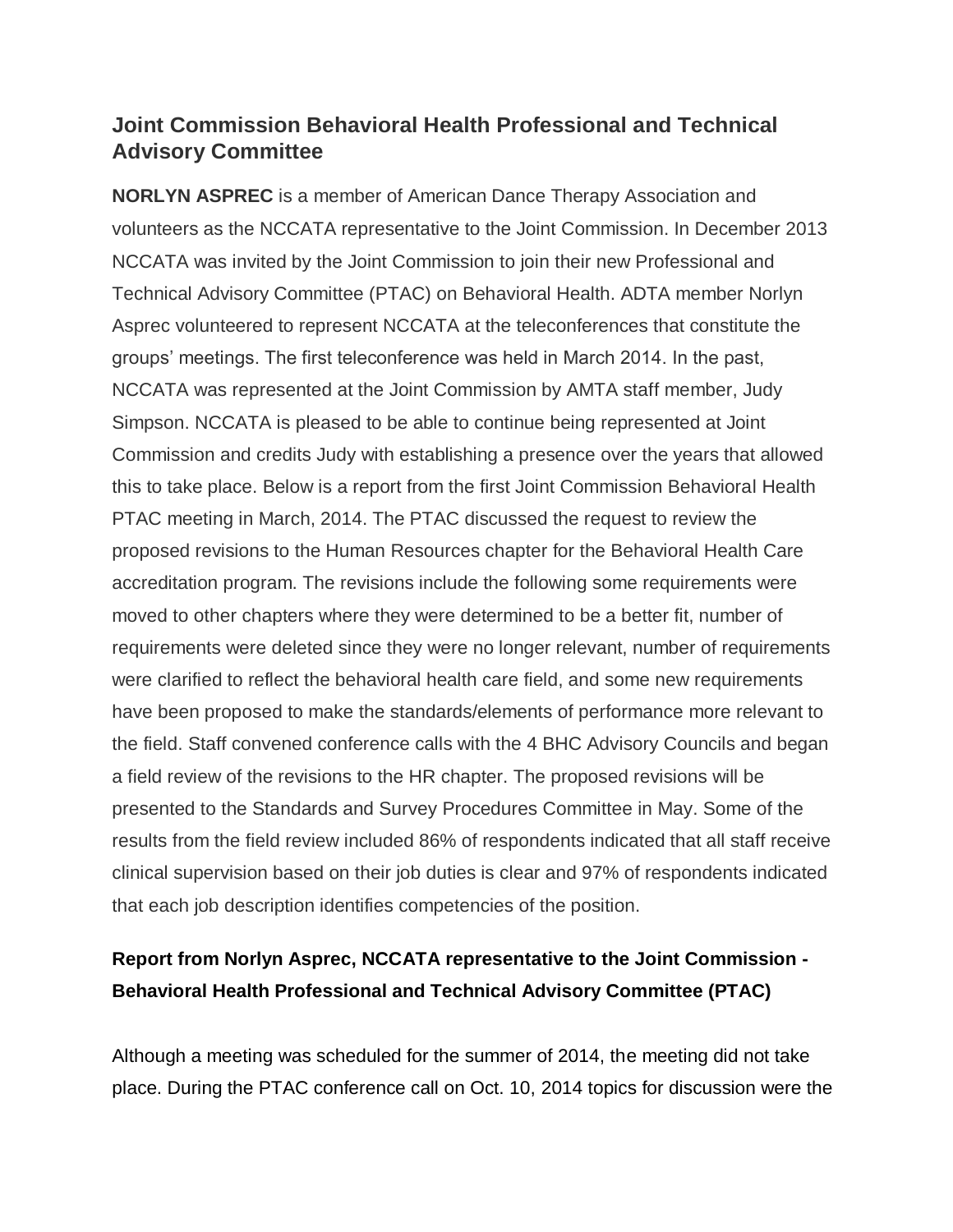## Joint Commission Behavioral Health Professional and Technical Advisory Committee

**NORLYN ASPREC** is a member of American Dance Therapy Association and volunteers as the NCCATA representative to the Joint Commission. In December 2013 NCCATA was invited by the Joint Commission to join their new Professional and Technical Advisory Committee (PTAC) on Behavioral Health. ADTA member Norlyn Asprec volunteered to represent NCCATA at the teleconferences that constitute the groups' meetings. The first teleconference was held in March 2014. In the past, NCCATA was represented at the Joint Commission by AMTA staff member, Judy Simpson. NCCATA is pleased to be able to continue being represented at Joint Commission and credits Judy with establishing a presence over the years that allowed this to take place. Below is a report from the first Joint Commission Behavioral Health PTAC meeting in March, 2014. The PTAC discussed the request to review the proposed revisions to the Human Resources chapter for the Behavioral Health Care accreditation program. The revisions include the following some requirements were moved to other chapters where they were determined to be a better fit, number of requirements were deleted since they were no longer relevant, number of requirements were clarified to reflect the behavioral health care field, and some new requirements have been proposed to make the standards/elements of performance more relevant to the field. Staff convened conference calls with the 4 BHC Advisory Councils and began a field review of the revisions to the HR chapter. The proposed revisions will be presented to the Standards and Survey Procedures Committee in May. Some of the results from the field review included 86% of respondents indicated that all staff receive clinical supervision based on their job duties is clear and 97% of respondents indicated that each job description identifies competencies of the position.

### Report from Norlyn Asprec, NCCATA representative to the Joint Commission - Behavioral Health Professional and Technical Advisory Committee (PTAC)

Although a meeting was scheduled for the summer of 2014, the meeting did not take place. During the PTAC conference call on Oct. 10, 2014 topics for discussion were the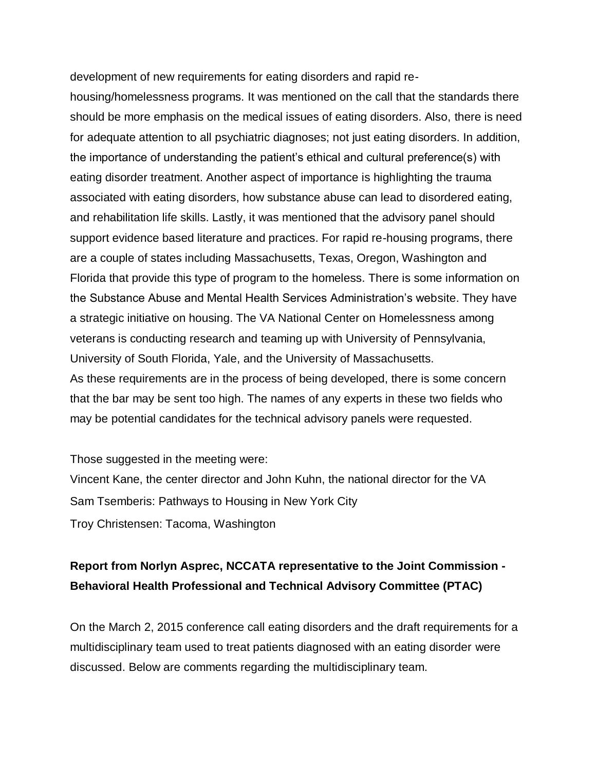development of new requirements for eating disorders and rapid re-housing/homelessness programs. It was mentioned on the call that the standards there should be more emphasis on the medical issues of eating disorders. Also, there is need for adequate attention to all psychiatric diagnoses; not just eating disorders. In addition, the importance of understanding the patient's ethical and cultural preference(s) with eating disorder treatment. Another aspect of importance is highlighting the trauma associated with eating disorders, how substance abuse can lead to disordered eating, and rehabilitation life skills. Lastly, it was mentioned that the advisory panel should support evidence based literature and practices. For rapid re-housing programs, there are a couple of states including Massachusetts, Texas, Oregon, Washington and Florida that provide this type of program to the homeless. There is some information on the Substance Abuse and Mental Health Services Administration's website. They have a strategic initiative on housing. The VA National Center on Homelessness among veterans is conducting research and teaming up with University of Pennsylvania, University of South Florida, Yale, and the University of Massachusetts.
As these requirements are in the process of being developed, there is some concern that the bar may be sent too high. The names of any experts in these two fields who may be potential candidates for the technical advisory panels were requested.

Those suggested in the meeting were:
Vincent Kane, the center director and John Kuhn, the national director for the VA
Sam Tsemberis: Pathways to Housing in New York City
Troy Christensen: Tacoma, Washington

**Report from Norlyn Asprec, NCCATA representative to the Joint Commission - Behavioral Health Professional and Technical Advisory Committee (PTAC)**

On the March 2, 2015 conference call eating disorders and the draft requirements for a multidisciplinary team used to treat patients diagnosed with an eating disorder were discussed. Below are comments regarding the multidisciplinary team.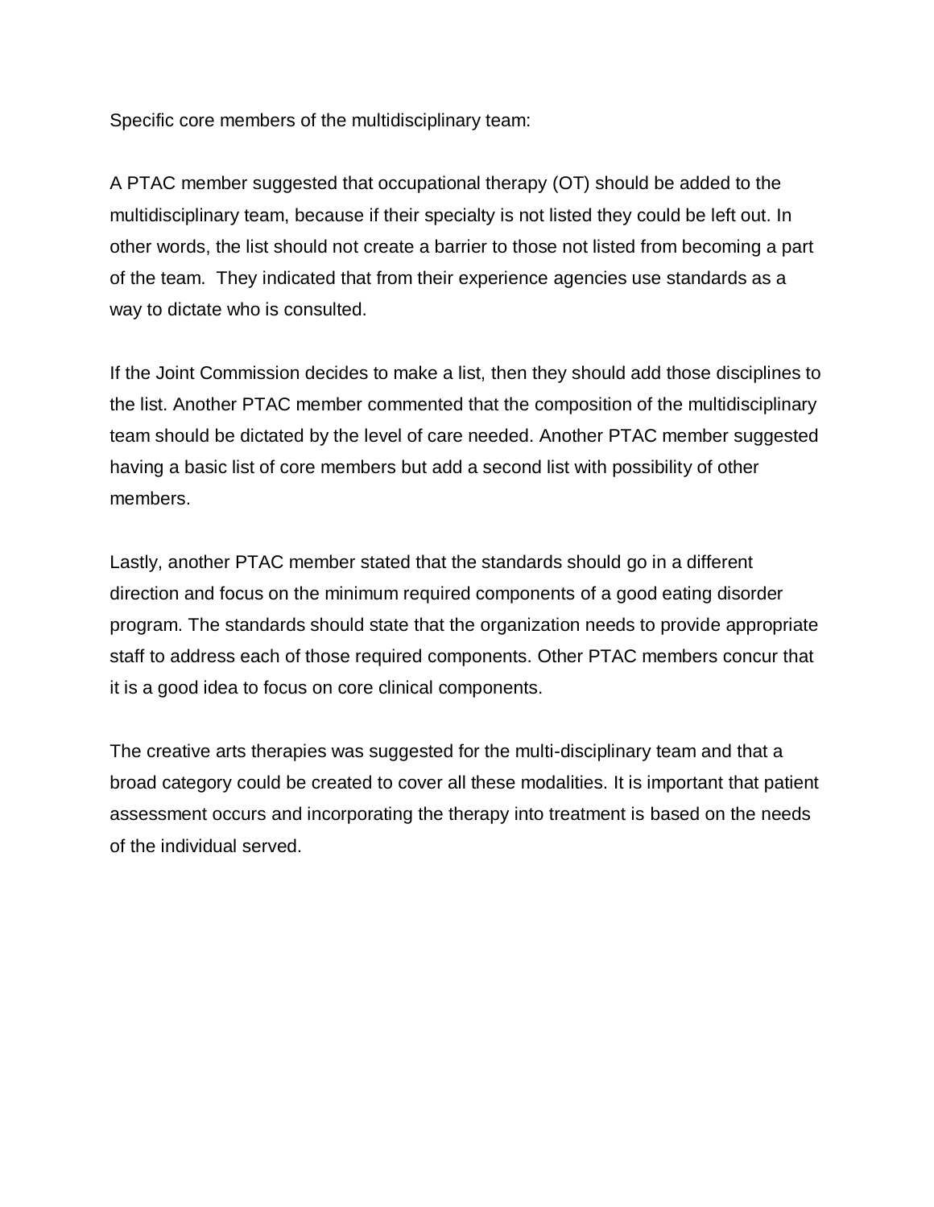Specific core members of the multidisciplinary team:

A PTAC member suggested that occupational therapy (OT) should be added to the multidisciplinary team, because if their specialty is not listed they could be left out. In other words, the list should not create a barrier to those not listed from becoming a part of the team. They indicated that from their experience agencies use standards as a way to dictate who is consulted.

If the Joint Commission decides to make a list, then they should add those disciplines to the list. Another PTAC member commented that the composition of the multidisciplinary team should be dictated by the level of care needed. Another PTAC member suggested having a basic list of core members but add a second list with possibility of other members.

Lastly, another PTAC member stated that the standards should go in a different direction and focus on the minimum required components of a good eating disorder program. The standards should state that the organization needs to provide appropriate staff to address each of those required components. Other PTAC members concur that it is a good idea to focus on core clinical components.

The creative arts therapies was suggested for the multi-disciplinary team and that a broad category could be created to cover all these modalities. It is important that patient assessment occurs and incorporating the therapy into treatment is based on the needs of the individual served.